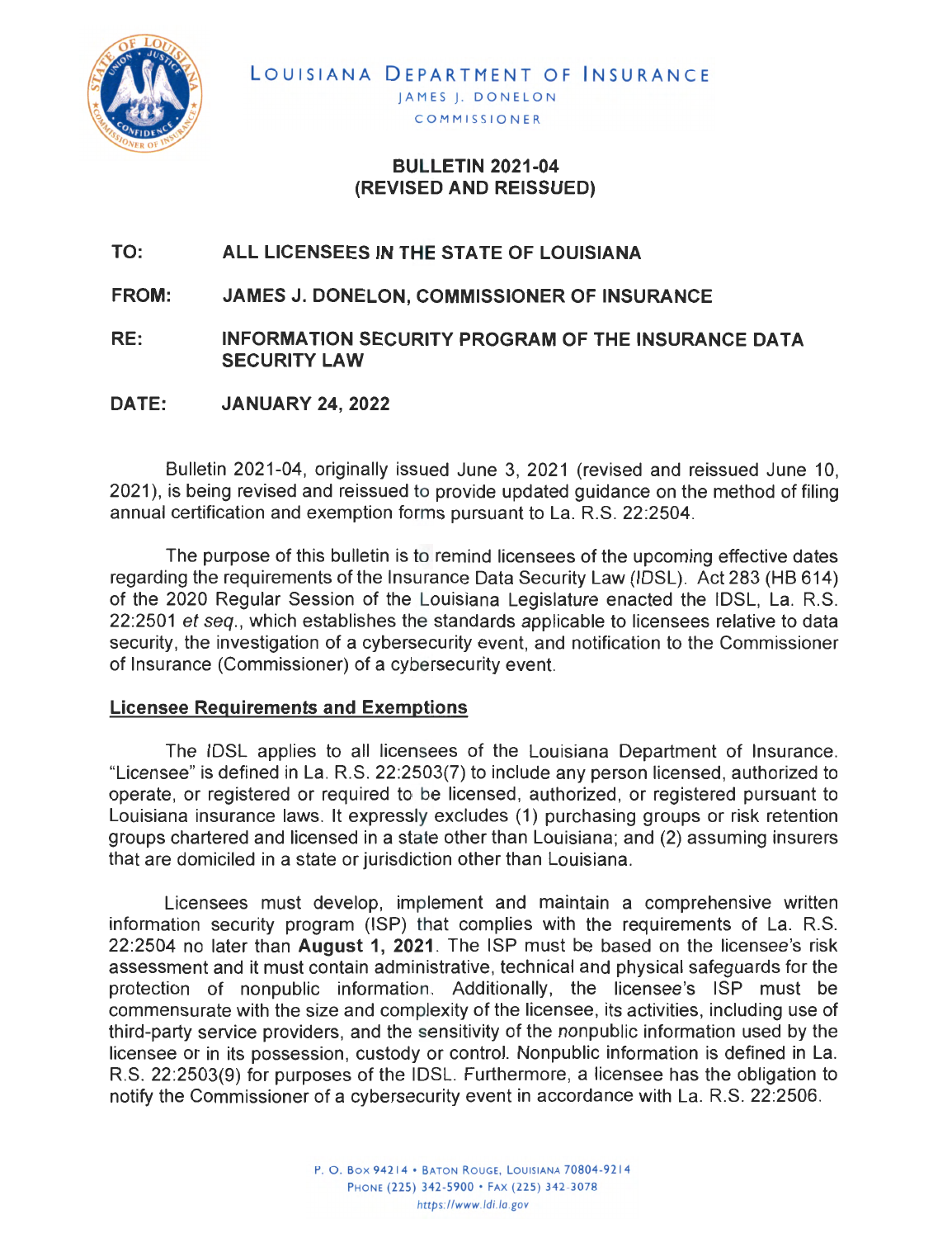LOUISIANA DEPARTMENT OF INSURANCE
JAMES J. DONELON
COMMISSIONER

# BULLETIN 2021-04
# (REVISED AND REISSUED)

**TO:** ALL LICENSEES IN THE STATE OF LOUISIANA

**FROM:** JAMES J. DONELON, COMMISSIONER OF INSURANCE

**RE:** INFORMATION SECURITY PROGRAM OF THE INSURANCE DATA SECURITY LAW

**DATE:** JANUARY 24, 2022

Bulletin 2021-04, originally issued June 3, 2021 (revised and reissued June 10, 2021), is being revised and reissued to provide updated guidance on the method of filing annual certification and exemption forms pursuant to La. R.S. 22:2504.

The purpose of this bulletin is to remind licensees of the upcoming effective dates regarding the requirements of the Insurance Data Security Law (IDSL). Act 283 (HB 614) of the 2020 Regular Session of the Louisiana Legislature enacted the IDSL, La. R.S. 22:2501 *et seq.*, which establishes the standards applicable to licensees relative to data security, the investigation of a cybersecurity event, and notification to the Commissioner of Insurance (Commissioner) of a cybersecurity event.

## Licensee Requirements and Exemptions

The IDSL applies to all licensees of the Louisiana Department of Insurance. "Licensee" is defined in La. R.S. 22:2503(7) to include any person licensed, authorized to operate, or registered or required to be licensed, authorized, or registered pursuant to Louisiana insurance laws. It expressly excludes (1) purchasing groups or risk retention groups chartered and licensed in a state other than Louisiana; and (2) assuming insurers that are domiciled in a state or jurisdiction other than Louisiana.

Licensees must develop, implement and maintain a comprehensive written information security program (ISP) that complies with the requirements of La. R.S. 22:2504 no later than **August 1, 2021**. The ISP must be based on the licensee's risk assessment and it must contain administrative, technical and physical safeguards for the protection of nonpublic information. Additionally, the licensee's ISP must be commensurate with the size and complexity of the licensee, its activities, including use of third-party service providers, and the sensitivity of the nonpublic information used by the licensee or in its possession, custody or control. Nonpublic information is defined in La. R.S. 22:2503(9) for purposes of the IDSL. Furthermore, a licensee has the obligation to notify the Commissioner of a cybersecurity event in accordance with La. R.S. 22:2506.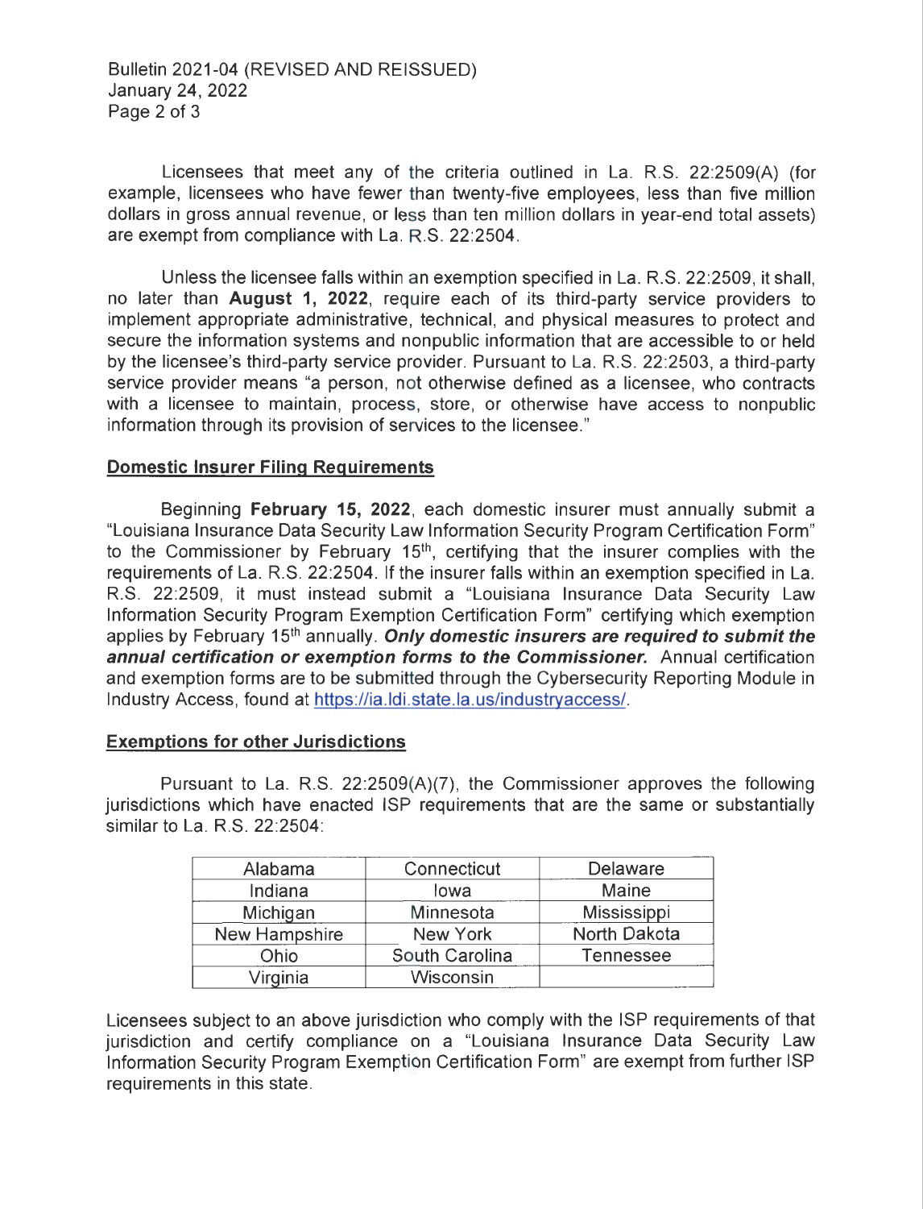Licensees that meet any of the criteria outlined in La. R.S. 22:2509(A) (for example, licensees who have fewer than twenty-five employees, less than five million dollars in gross annual revenue, or less than ten million dollars in year-end total assets) are exempt from compliance with La. R.S. 22:2504.

Unless the licensee falls within an exemption specified in La. R.S. 22:2509, it shall, no later than **August 1, 2022**, require each of its third-party service providers to implement appropriate administrative, technical, and physical measures to protect and secure the information systems and nonpublic information that are accessible to or held by the licensee's third-party service provider. Pursuant to La. R.S. 22:2503, a third-party service provider means "a person, not otherwise defined as a licensee, who contracts with a licensee to maintain, process, store, or otherwise have access to nonpublic information through its provision of services to the licensee."

## Domestic Insurer Filing Requirements

Beginning **February 15, 2022**, each domestic insurer must annually submit a "Louisiana Insurance Data Security Law Information Security Program Certification Form" to the Commissioner by February 15th, certifying that the insurer complies with the requirements of La. R.S. 22:2504. If the insurer falls within an exemption specified in La. R.S. 22:2509, it must instead submit a "Louisiana Insurance Data Security Law Information Security Program Exemption Certification Form" certifying which exemption applies by February 15th annually. ***Only domestic insurers are required to submit the annual certification or exemption forms to the Commissioner.*** Annual certification and exemption forms are to be submitted through the Cybersecurity Reporting Module in Industry Access, found at https://ia.ldi.state.la.us/industryaccess/.

## Exemptions for other Jurisdictions

Pursuant to La. R.S. 22:2509(A)(7), the Commissioner approves the following jurisdictions which have enacted ISP requirements that are the same or substantially similar to La. R.S. 22:2504:

| | | |
|---|---|---|
| Alabama | Connecticut | Delaware |
| Indiana | Iowa | Maine |
| Michigan | Minnesota | Mississippi |
| New Hampshire | New York | North Dakota |
| Ohio | South Carolina | Tennessee |
| Virginia | Wisconsin | |

Licensees subject to an above jurisdiction who comply with the ISP requirements of that jurisdiction and certify compliance on a "Louisiana Insurance Data Security Law Information Security Program Exemption Certification Form" are exempt from further ISP requirements in this state.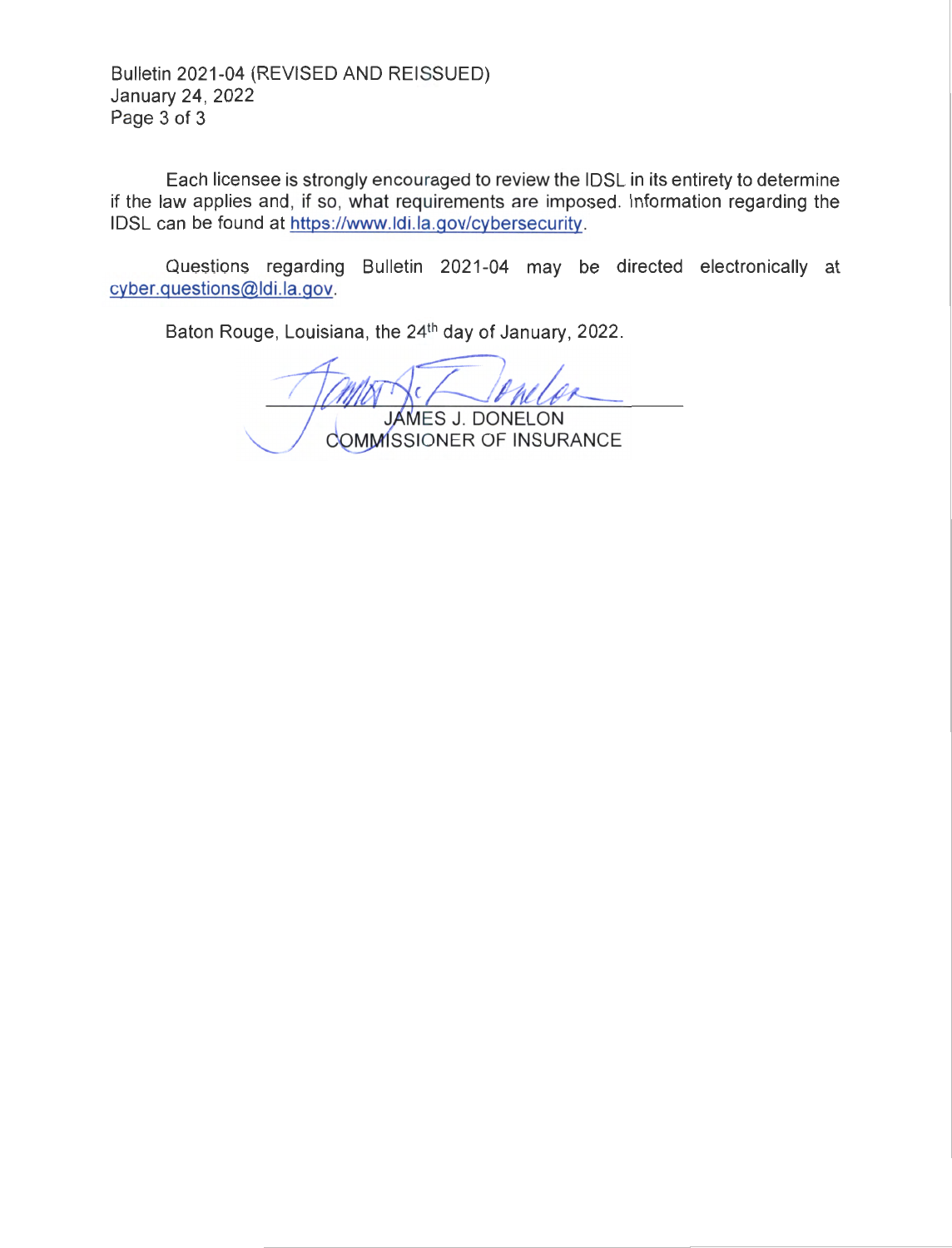Each licensee is strongly encouraged to review the IDSL in its entirety to determine if the law applies and, if so, what requirements are imposed. Information regarding the IDSL can be found at https://www.ldi.la.gov/cybersecurity.

Questions regarding Bulletin 2021-04 may be directed electronically at cyber.questions@ldi.la.gov.

Baton Rouge, Louisiana, the 24th day of January, 2022.

JAMES J. DONELON
COMMISSIONER OF INSURANCE